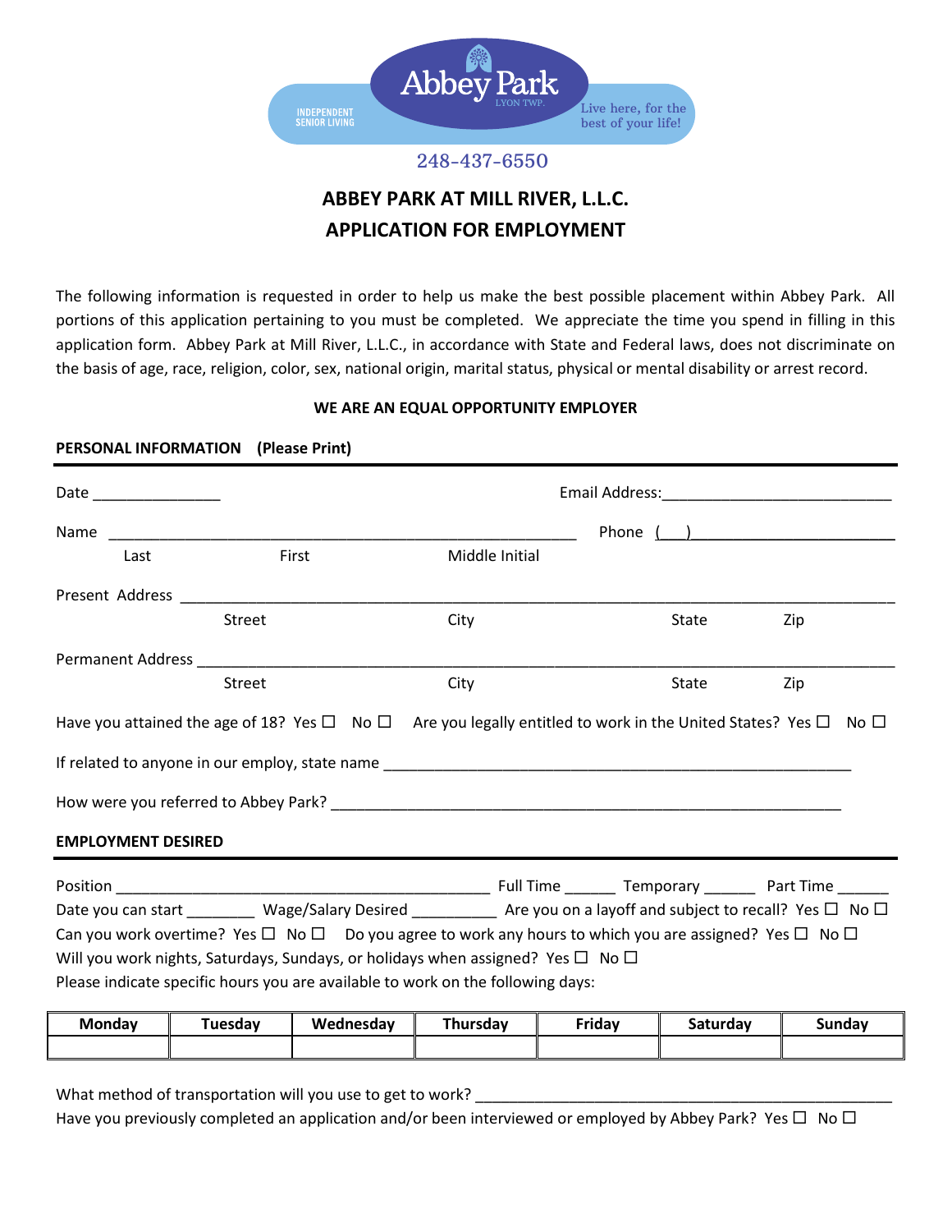Abbey Park

LYON TWP.

INDEPENDENT SENIOR LIVING

Live here, for the best of your life!

248-437-6550

## ABBEY PARK AT MILL RIVER, L.L.C.
## APPLICATION FOR EMPLOYMENT

The following information is requested in order to help us make the best possible placement within Abbey Park. All portions of this application pertaining to you must be completed. We appreciate the time you spend in filling in this application form. Abbey Park at Mill River, L.L.C., in accordance with State and Federal laws, does not discriminate on the basis of age, race, religion, color, sex, national origin, marital status, physical or mental disability or arrest record.

**WE ARE AN EQUAL OPPORTUNITY EMPLOYER**

**PERSONAL INFORMATION (Please Print)**

Date _______________ Email Address:___________________________

Name ____________________________________________________ Phone ( ) ________________________

Last First Middle Initial

Present Address ________________________________________________________________________

Street City State Zip

Permanent Address ______________________________________________________________________

Street City State Zip

Have you attained the age of 18? Yes ☐ No ☐ Are you legally entitled to work in the United States? Yes ☐ No ☐

If related to anyone in our employ, state name _________________________________________________________

How were you referred to Abbey Park? _____________________________________________________________

**EMPLOYMENT DESIRED**

Position _____________________________________________ Full Time ______ Temporary ______ Part Time ______

Date you can start ________ Wage/Salary Desired __________ Are you on a layoff and subject to recall? Yes ☐ No ☐

Can you work overtime? Yes ☐ No ☐ Do you agree to work any hours to which you are assigned? Yes ☐ No ☐

Will you work nights, Saturdays, Sundays, or holidays when assigned? Yes ☐ No ☐

Please indicate specific hours you are available to work on the following days:

| Monday | Tuesday | Wednesday | Thursday | Friday | Saturday | Sunday |
|---|---|---|---|---|---|---|
| | | | | | | |

What method of transportation will you use to get to work? _________________________________________________

Have you previously completed an application and/or been interviewed or employed by Abbey Park? Yes ☐ No ☐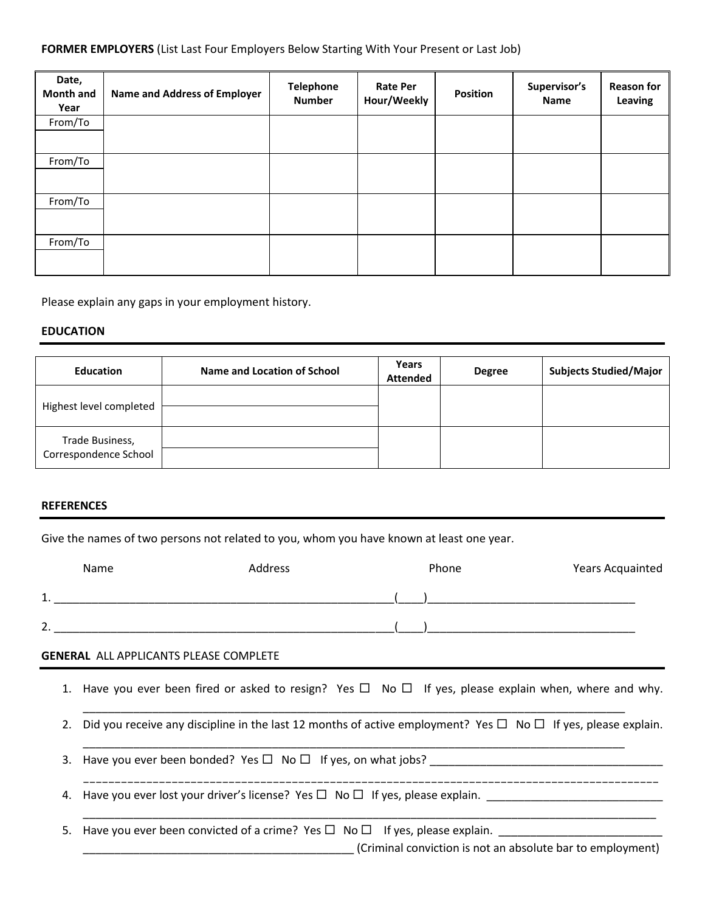**FORMER EMPLOYERS** (List Last Four Employers Below Starting With Your Present or Last Job)

| Date, Month and Year | Name and Address of Employer | Telephone Number | Rate Per Hour/Weekly | Position | Supervisor's Name | Reason for Leaving |
|---|---|---|---|---|---|---|
| From/To | | | | | | |
| | | | | | | |
| From/To | | | | | | |
| | | | | | | |
| From/To | | | | | | |
| | | | | | | |
| From/To | | | | | | |
| | | | | | | |

Please explain any gaps in your employment history.

## EDUCATION

| Education | Name and Location of School | Years Attended | Degree | Subjects Studied/Major |
|---|---|---|---|---|
| Highest level completed | | | | |
| | | | | |
| Trade Business, Correspondence School | | | | |
| | | | | |

## REFERENCES

Give the names of two persons not related to you, whom you have known at least one year.

Name Address Phone Years Acquainted

1. _______________________________________________________(____)_________________________________

2. _______________________________________________________(____)_________________________________

## GENERAL ALL APPLICANTS PLEASE COMPLETE

1. Have you ever been fired or asked to resign? Yes ☐ No ☐ If yes, please explain when, where and why. ________________________________________________________________________________________
2. Did you receive any discipline in the last 12 months of active employment? Yes ☐ No ☐ If yes, please explain. ________________________________________________________________________________________
3. Have you ever been bonded? Yes ☐ No ☐ If yes, on what jobs? ____________________________________ ________________________________________________________________________________________
4. Have you ever lost your driver's license? Yes ☐ No ☐ If yes, please explain. ____________________________ ________________________________________________________________________________________
5. Have you ever been convicted of a crime? Yes ☐ No ☐ If yes, please explain. __________________________ ____________________________________________ (Criminal conviction is not an absolute bar to employment)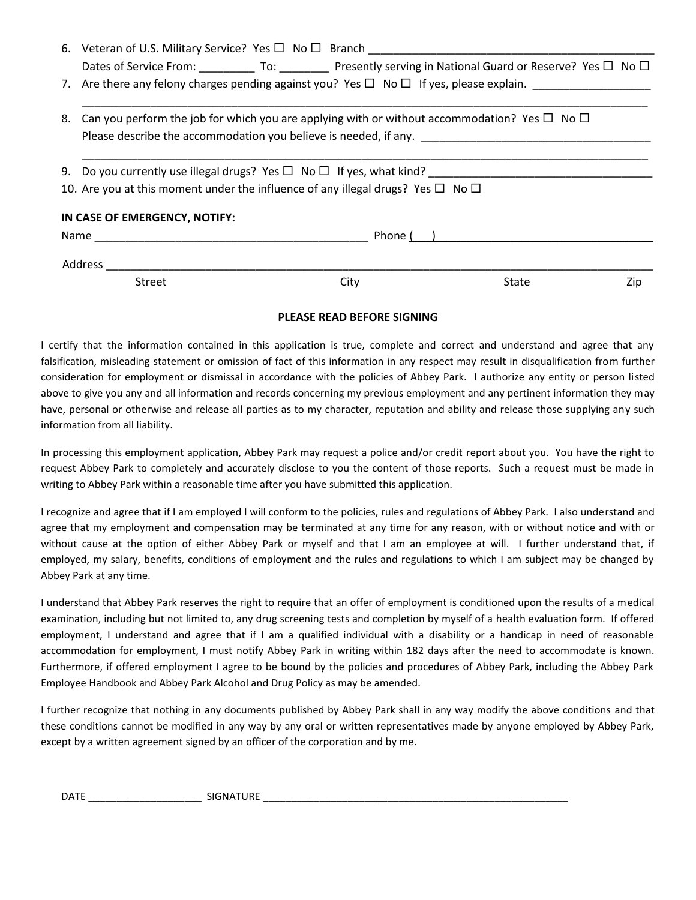6. Veteran of U.S. Military Service? Yes ☐ No ☐ Branch _______________________________________________
   Dates of Service From: _________ To: ________ Presently serving in National Guard or Reserve? Yes ☐ No ☐
7. Are there any felony charges pending against you? Yes ☐ No ☐ If yes, please explain. ___________________
   _____________________________________________________________________________________________
8. Can you perform the job for which you are applying with or without accommodation? Yes ☐ No ☐
   Please describe the accommodation you believe is needed, if any. ____________________________________
   _____________________________________________________________________________________________
9. Do you currently use illegal drugs? Yes ☐ No ☐ If yes, what kind? ___________________________________
10. Are you at this moment under the influence of any illegal drugs? Yes ☐ No ☐

**IN CASE OF EMERGENCY, NOTIFY:**

Name _____________________________________________ Phone (___)___________________________________

Address _______________________________________________________________________________________

Street City State Zip

**PLEASE READ BEFORE SIGNING**

I certify that the information contained in this application is true, complete and correct and understand and agree that any falsification, misleading statement or omission of fact of this information in any respect may result in disqualification from further consideration for employment or dismissal in accordance with the policies of Abbey Park. I authorize any entity or person listed above to give you any and all information and records concerning my previous employment and any pertinent information they may have, personal or otherwise and release all parties as to my character, reputation and ability and release those supplying any such information from all liability.

In processing this employment application, Abbey Park may request a police and/or credit report about you. You have the right to request Abbey Park to completely and accurately disclose to you the content of those reports. Such a request must be made in writing to Abbey Park within a reasonable time after you have submitted this application.

I recognize and agree that if I am employed I will conform to the policies, rules and regulations of Abbey Park. I also understand and agree that my employment and compensation may be terminated at any time for any reason, with or without notice and with or without cause at the option of either Abbey Park or myself and that I am an employee at will. I further understand that, if employed, my salary, benefits, conditions of employment and the rules and regulations to which I am subject may be changed by Abbey Park at any time.

I understand that Abbey Park reserves the right to require that an offer of employment is conditioned upon the results of a medical examination, including but not limited to, any drug screening tests and completion by myself of a health evaluation form. If offered employment, I understand and agree that if I am a qualified individual with a disability or a handicap in need of reasonable accommodation for employment, I must notify Abbey Park in writing within 182 days after the need to accommodate is known. Furthermore, if offered employment I agree to be bound by the policies and procedures of Abbey Park, including the Abbey Park Employee Handbook and Abbey Park Alcohol and Drug Policy as may be amended.

I further recognize that nothing in any documents published by Abbey Park shall in any way modify the above conditions and that these conditions cannot be modified in any way by any oral or written representatives made by anyone employed by Abbey Park, except by a written agreement signed by an officer of the corporation and by me.

DATE ___________________ SIGNATURE _____________________________________________________